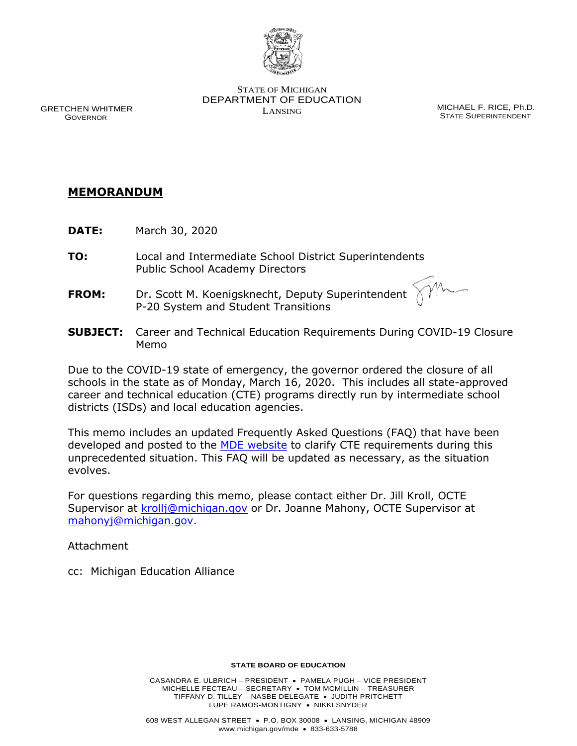STATE OF MICHIGAN
DEPARTMENT OF EDUCATION
LANSING

GRETCHEN WHITMER
GOVERNOR

MICHAEL F. RICE, Ph.D.
STATE SUPERINTENDENT

## MEMORANDUM

**DATE:** March 30, 2020

**TO:** Local and Intermediate School District Superintendents
Public School Academy Directors

**FROM:** Dr. Scott M. Koenigsknecht, Deputy Superintendent
P-20 System and Student Transitions

**SUBJECT:** Career and Technical Education Requirements During COVID-19 Closure Memo

Due to the COVID-19 state of emergency, the governor ordered the closure of all schools in the state as of Monday, March 16, 2020. This includes all state-approved career and technical education (CTE) programs directly run by intermediate school districts (ISDs) and local education agencies.

This memo includes an updated Frequently Asked Questions (FAQ) that have been developed and posted to the MDE website to clarify CTE requirements during this unprecedented situation. This FAQ will be updated as necessary, as the situation evolves.

For questions regarding this memo, please contact either Dr. Jill Kroll, OCTE Supervisor at krollj@michigan.gov or Dr. Joanne Mahony, OCTE Supervisor at mahonyj@michigan.gov.

Attachment

cc: Michigan Education Alliance

**STATE BOARD OF EDUCATION**

CASANDRA E. ULBRICH – PRESIDENT • PAMELA PUGH – VICE PRESIDENT
MICHELLE FECTEAU – SECRETARY • TOM MCMILLIN – TREASURER
TIFFANY D. TILLEY – NASBE DELEGATE • JUDITH PRITCHETT
LUPE RAMOS-MONTIGNY • NIKKI SNYDER

608 WEST ALLEGAN STREET • P.O. BOX 30008 • LANSING, MICHIGAN 48909
www.michigan.gov/mde • 833-633-5788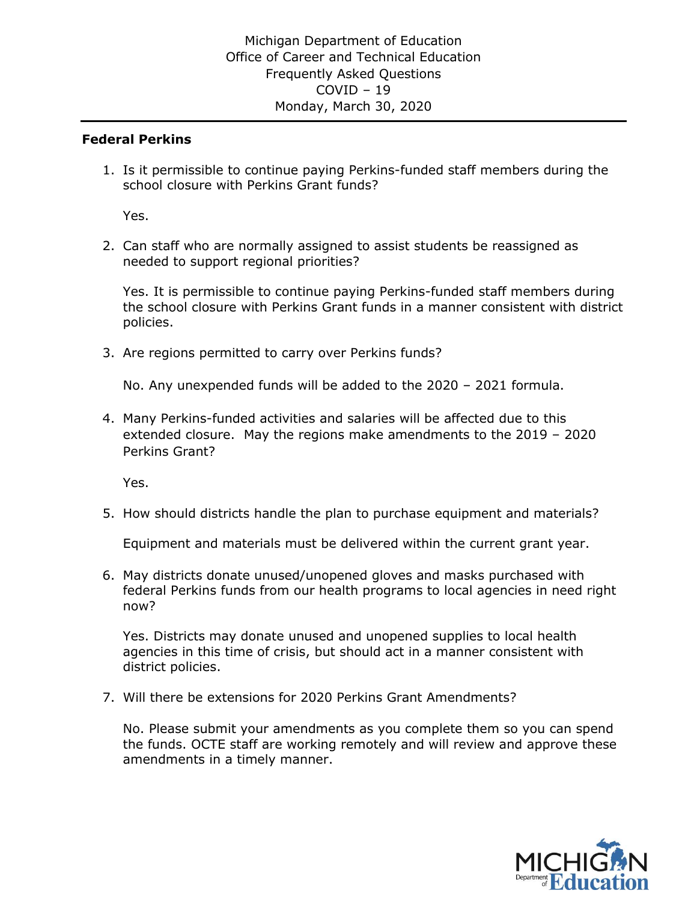Michigan Department of Education
Office of Career and Technical Education
Frequently Asked Questions
COVID – 19
Monday, March 30, 2020

---

**Federal Perkins**

1. Is it permissible to continue paying Perkins-funded staff members during the school closure with Perkins Grant funds?

   Yes.

2. Can staff who are normally assigned to assist students be reassigned as needed to support regional priorities?

   Yes. It is permissible to continue paying Perkins-funded staff members during the school closure with Perkins Grant funds in a manner consistent with district policies.

3. Are regions permitted to carry over Perkins funds?

   No. Any unexpended funds will be added to the 2020 – 2021 formula.

4. Many Perkins-funded activities and salaries will be affected due to this extended closure. May the regions make amendments to the 2019 – 2020 Perkins Grant?

   Yes.

5. How should districts handle the plan to purchase equipment and materials?

   Equipment and materials must be delivered within the current grant year.

6. May districts donate unused/unopened gloves and masks purchased with federal Perkins funds from our health programs to local agencies in need right now?

   Yes. Districts may donate unused and unopened supplies to local health agencies in this time of crisis, but should act in a manner consistent with district policies.

7. Will there be extensions for 2020 Perkins Grant Amendments?

   No. Please submit your amendments as you complete them so you can spend the funds. OCTE staff are working remotely and will review and approve these amendments in a timely manner.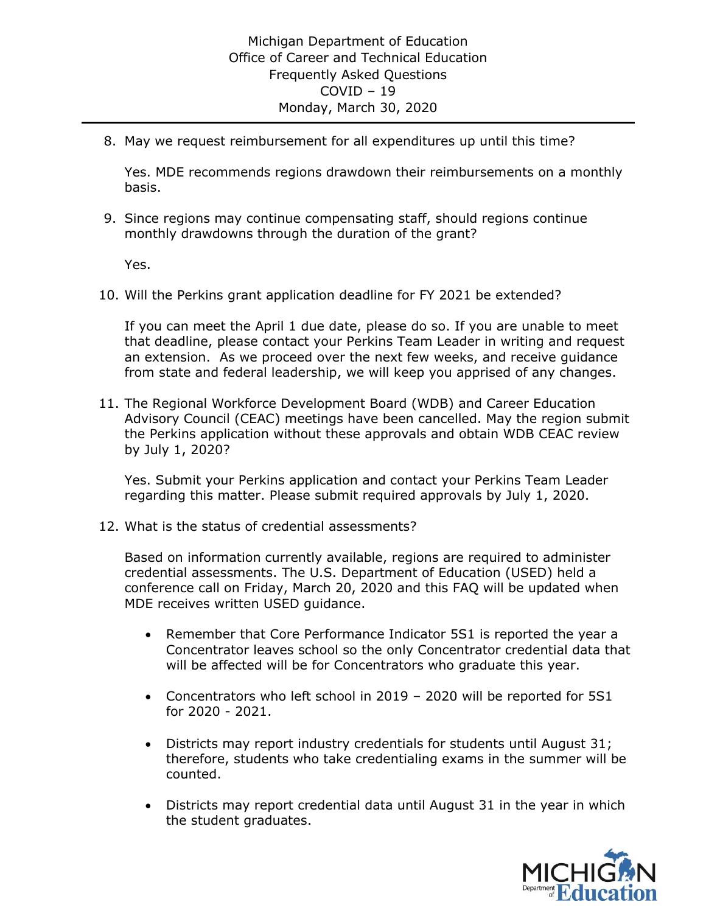8. May we request reimbursement for all expenditures up until this time?

   Yes. MDE recommends regions drawdown their reimbursements on a monthly basis.

9. Since regions may continue compensating staff, should regions continue monthly drawdowns through the duration of the grant?

   Yes.

10. Will the Perkins grant application deadline for FY 2021 be extended?

    If you can meet the April 1 due date, please do so. If you are unable to meet that deadline, please contact your Perkins Team Leader in writing and request an extension. As we proceed over the next few weeks, and receive guidance from state and federal leadership, we will keep you apprised of any changes.

11. The Regional Workforce Development Board (WDB) and Career Education Advisory Council (CEAC) meetings have been cancelled. May the region submit the Perkins application without these approvals and obtain WDB CEAC review by July 1, 2020?

    Yes. Submit your Perkins application and contact your Perkins Team Leader regarding this matter. Please submit required approvals by July 1, 2020.

12. What is the status of credential assessments?

    Based on information currently available, regions are required to administer credential assessments. The U.S. Department of Education (USED) held a conference call on Friday, March 20, 2020 and this FAQ will be updated when MDE receives written USED guidance.

    - Remember that Core Performance Indicator 5S1 is reported the year a Concentrator leaves school so the only Concentrator credential data that will be affected will be for Concentrators who graduate this year.

    - Concentrators who left school in 2019 – 2020 will be reported for 5S1 for 2020 - 2021.

    - Districts may report industry credentials for students until August 31; therefore, students who take credentialing exams in the summer will be counted.

    - Districts may report credential data until August 31 in the year in which the student graduates.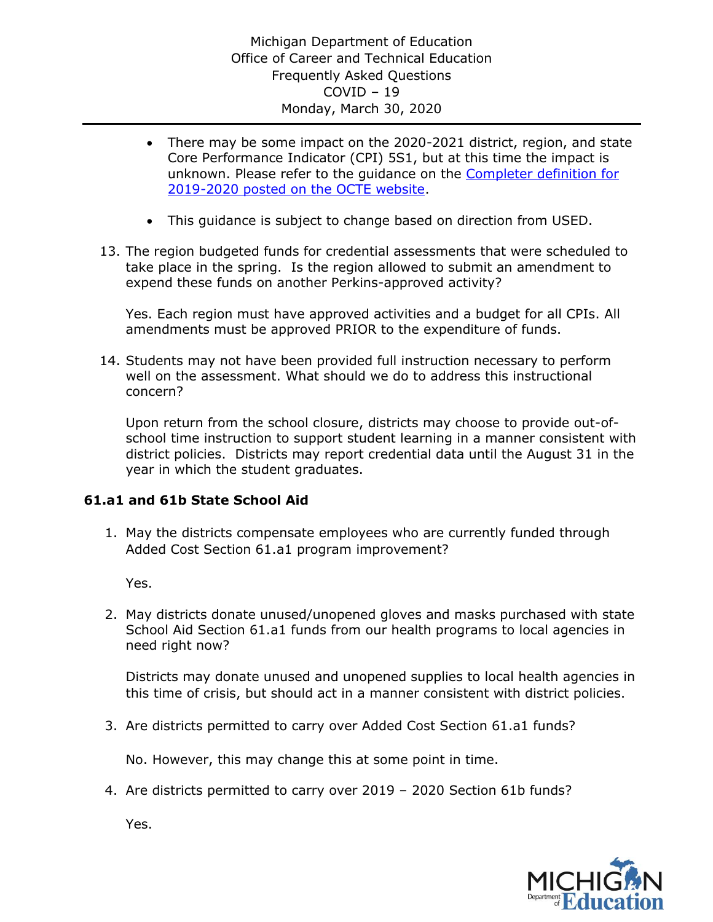- There may be some impact on the 2020-2021 district, region, and state Core Performance Indicator (CPI) 5S1, but at this time the impact is unknown. Please refer to the guidance on the Completer definition for 2019-2020 posted on the OCTE website.

- This guidance is subject to change based on direction from USED.

13. The region budgeted funds for credential assessments that were scheduled to take place in the spring. Is the region allowed to submit an amendment to expend these funds on another Perkins-approved activity?

    Yes. Each region must have approved activities and a budget for all CPIs. All amendments must be approved PRIOR to the expenditure of funds.

14. Students may not have been provided full instruction necessary to perform well on the assessment. What should we do to address this instructional concern?

    Upon return from the school closure, districts may choose to provide out-of-school time instruction to support student learning in a manner consistent with district policies. Districts may report credential data until the August 31 in the year in which the student graduates.

**61.a1 and 61b State School Aid**

1. May the districts compensate employees who are currently funded through Added Cost Section 61.a1 program improvement?

   Yes.

2. May districts donate unused/unopened gloves and masks purchased with state School Aid Section 61.a1 funds from our health programs to local agencies in need right now?

   Districts may donate unused and unopened supplies to local health agencies in this time of crisis, but should act in a manner consistent with district policies.

3. Are districts permitted to carry over Added Cost Section 61.a1 funds?

   No. However, this may change this at some point in time.

4. Are districts permitted to carry over 2019 – 2020 Section 61b funds?

   Yes.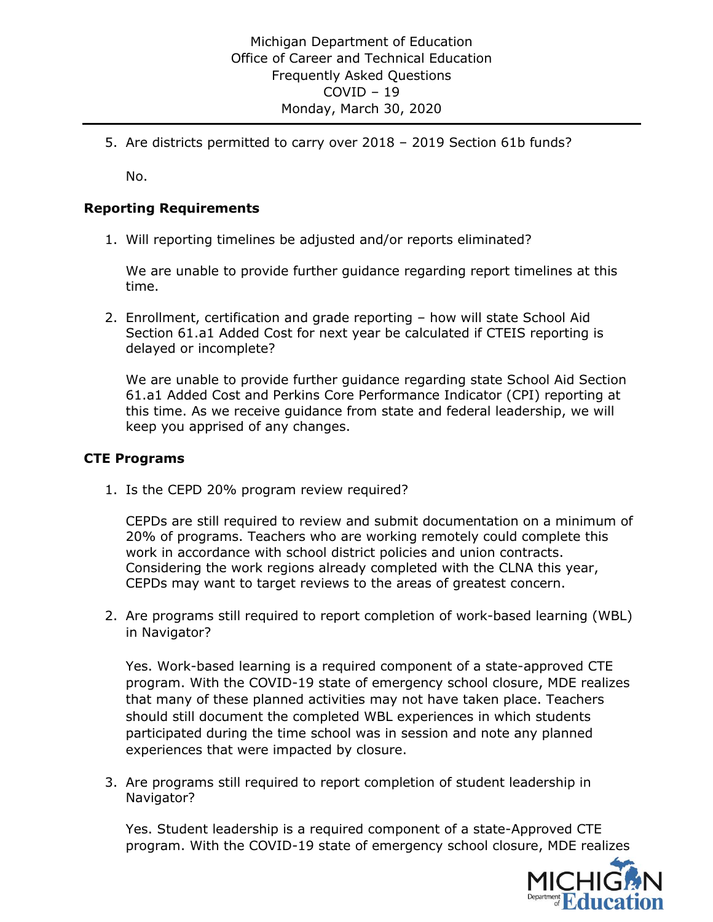5. Are districts permitted to carry over 2018 – 2019 Section 61b funds?

   No.

**Reporting Requirements**

1. Will reporting timelines be adjusted and/or reports eliminated?

   We are unable to provide further guidance regarding report timelines at this time.

2. Enrollment, certification and grade reporting – how will state School Aid Section 61.a1 Added Cost for next year be calculated if CTEIS reporting is delayed or incomplete?

   We are unable to provide further guidance regarding state School Aid Section 61.a1 Added Cost and Perkins Core Performance Indicator (CPI) reporting at this time. As we receive guidance from state and federal leadership, we will keep you apprised of any changes.

**CTE Programs**

1. Is the CEPD 20% program review required?

   CEPDs are still required to review and submit documentation on a minimum of 20% of programs. Teachers who are working remotely could complete this work in accordance with school district policies and union contracts. Considering the work regions already completed with the CLNA this year, CEPDs may want to target reviews to the areas of greatest concern.

2. Are programs still required to report completion of work-based learning (WBL) in Navigator?

   Yes. Work-based learning is a required component of a state-approved CTE program. With the COVID-19 state of emergency school closure, MDE realizes that many of these planned activities may not have taken place. Teachers should still document the completed WBL experiences in which students participated during the time school was in session and note any planned experiences that were impacted by closure.

3. Are programs still required to report completion of student leadership in Navigator?

   Yes. Student leadership is a required component of a state-Approved CTE program. With the COVID-19 state of emergency school closure, MDE realizes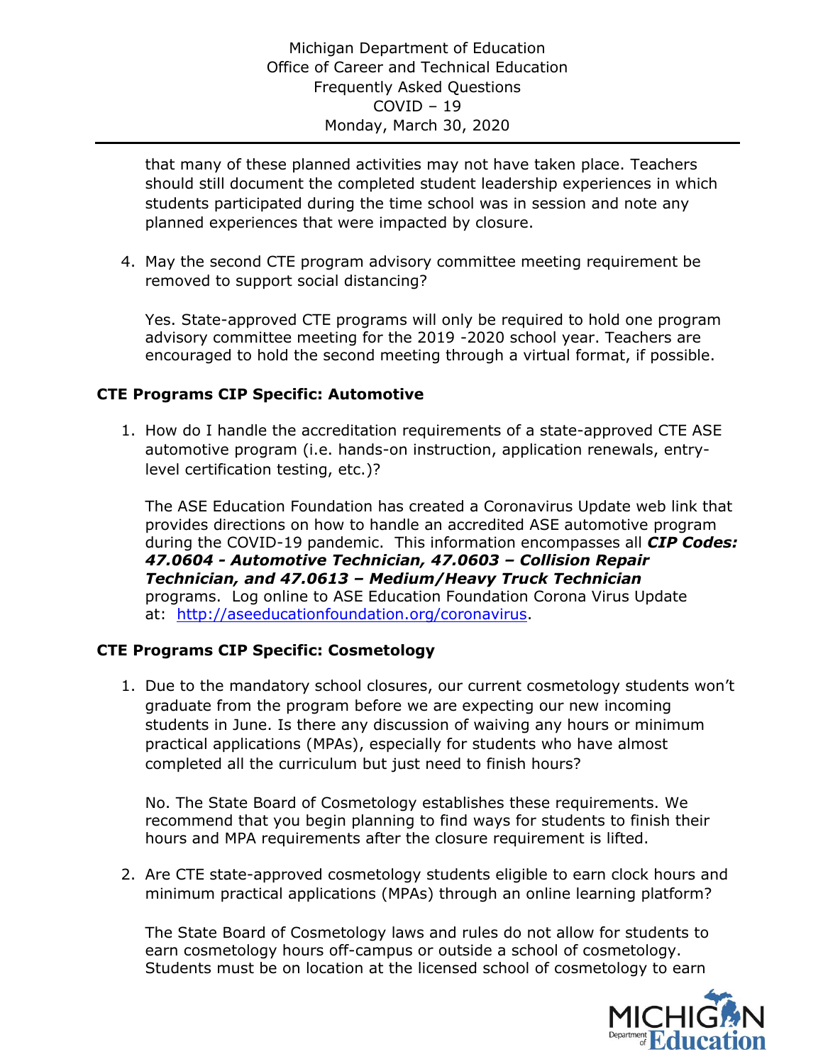that many of these planned activities may not have taken place. Teachers should still document the completed student leadership experiences in which students participated during the time school was in session and note any planned experiences that were impacted by closure.

4. May the second CTE program advisory committee meeting requirement be removed to support social distancing?

   Yes. State-approved CTE programs will only be required to hold one program advisory committee meeting for the 2019 -2020 school year. Teachers are encouraged to hold the second meeting through a virtual format, if possible.

**CTE Programs CIP Specific: Automotive**

1. How do I handle the accreditation requirements of a state-approved CTE ASE automotive program (i.e. hands-on instruction, application renewals, entry-level certification testing, etc.)?

   The ASE Education Foundation has created a Coronavirus Update web link that provides directions on how to handle an accredited ASE automotive program during the COVID-19 pandemic. This information encompasses all ***CIP Codes: 47.0604 - Automotive Technician, 47.0603 – Collision Repair Technician, and 47.0613 – Medium/Heavy Truck Technician*** programs. Log online to ASE Education Foundation Corona Virus Update at: [http://aseeducationfoundation.org/coronavirus](http://aseeducationfoundation.org/coronavirus).

**CTE Programs CIP Specific: Cosmetology**

1. Due to the mandatory school closures, our current cosmetology students won't graduate from the program before we are expecting our new incoming students in June. Is there any discussion of waiving any hours or minimum practical applications (MPAs), especially for students who have almost completed all the curriculum but just need to finish hours?

   No. The State Board of Cosmetology establishes these requirements. We recommend that you begin planning to find ways for students to finish their hours and MPA requirements after the closure requirement is lifted.

2. Are CTE state-approved cosmetology students eligible to earn clock hours and minimum practical applications (MPAs) through an online learning platform?

   The State Board of Cosmetology laws and rules do not allow for students to earn cosmetology hours off-campus or outside a school of cosmetology. Students must be on location at the licensed school of cosmetology to earn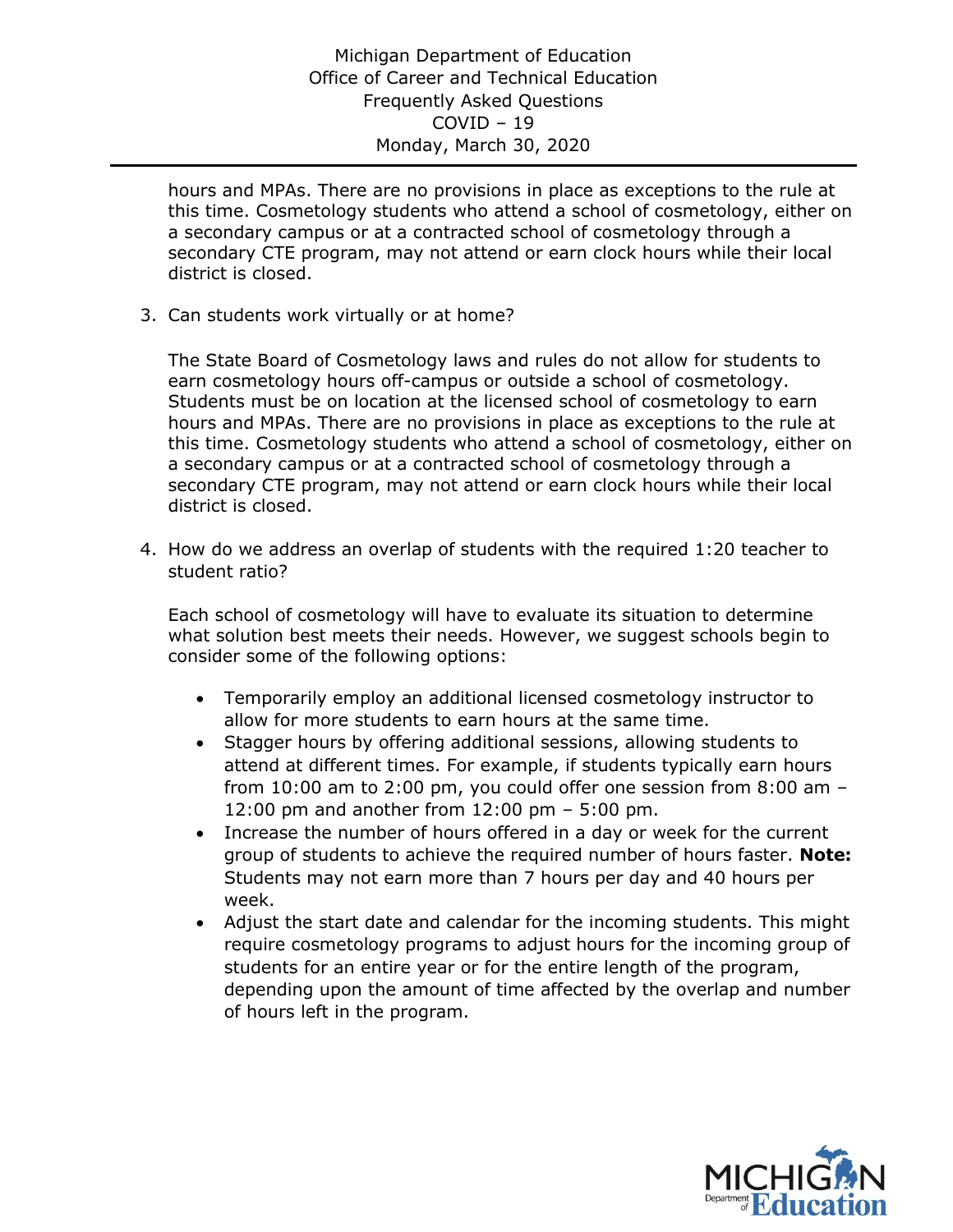hours and MPAs. There are no provisions in place as exceptions to the rule at this time. Cosmetology students who attend a school of cosmetology, either on a secondary campus or at a contracted school of cosmetology through a secondary CTE program, may not attend or earn clock hours while their local district is closed.

3. Can students work virtually or at home?

   The State Board of Cosmetology laws and rules do not allow for students to earn cosmetology hours off-campus or outside a school of cosmetology. Students must be on location at the licensed school of cosmetology to earn hours and MPAs. There are no provisions in place as exceptions to the rule at this time. Cosmetology students who attend a school of cosmetology, either on a secondary campus or at a contracted school of cosmetology through a secondary CTE program, may not attend or earn clock hours while their local district is closed.

4. How do we address an overlap of students with the required 1:20 teacher to student ratio?

   Each school of cosmetology will have to evaluate its situation to determine what solution best meets their needs. However, we suggest schools begin to consider some of the following options:

   - Temporarily employ an additional licensed cosmetology instructor to allow for more students to earn hours at the same time.
   - Stagger hours by offering additional sessions, allowing students to attend at different times. For example, if students typically earn hours from 10:00 am to 2:00 pm, you could offer one session from 8:00 am – 12:00 pm and another from 12:00 pm – 5:00 pm.
   - Increase the number of hours offered in a day or week for the current group of students to achieve the required number of hours faster. **Note:** Students may not earn more than 7 hours per day and 40 hours per week.
   - Adjust the start date and calendar for the incoming students. This might require cosmetology programs to adjust hours for the incoming group of students for an entire year or for the entire length of the program, depending upon the amount of time affected by the overlap and number of hours left in the program.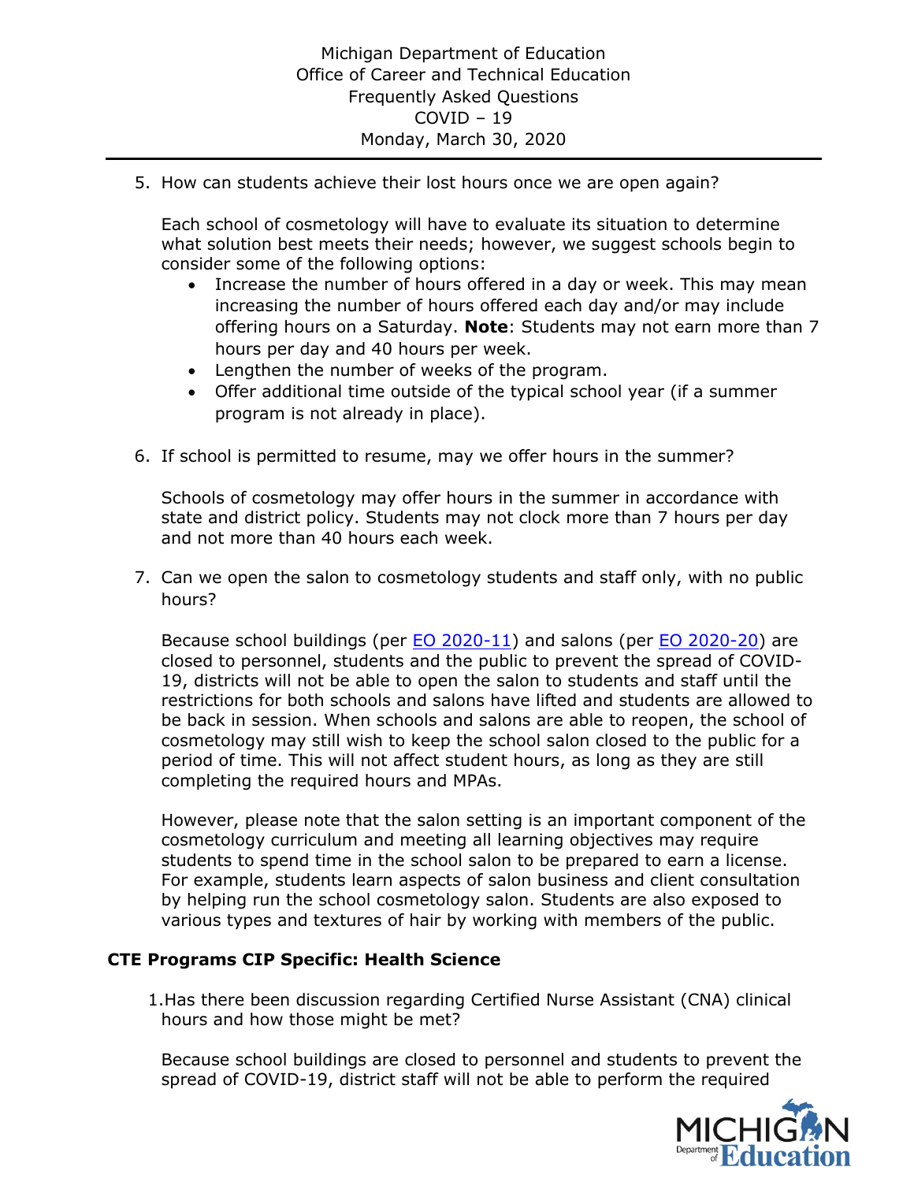5. How can students achieve their lost hours once we are open again?

   Each school of cosmetology will have to evaluate its situation to determine what solution best meets their needs; however, we suggest schools begin to consider some of the following options:

   - Increase the number of hours offered in a day or week. This may mean increasing the number of hours offered each day and/or may include offering hours on a Saturday. **Note**: Students may not earn more than 7 hours per day and 40 hours per week.
   - Lengthen the number of weeks of the program.
   - Offer additional time outside of the typical school year (if a summer program is not already in place).

6. If school is permitted to resume, may we offer hours in the summer?

   Schools of cosmetology may offer hours in the summer in accordance with state and district policy. Students may not clock more than 7 hours per day and not more than 40 hours each week.

7. Can we open the salon to cosmetology students and staff only, with no public hours?

   Because school buildings (per EO 2020-11) and salons (per EO 2020-20) are closed to personnel, students and the public to prevent the spread of COVID-19, districts will not be able to open the salon to students and staff until the restrictions for both schools and salons have lifted and students are allowed to be back in session. When schools and salons are able to reopen, the school of cosmetology may still wish to keep the school salon closed to the public for a period of time. This will not affect student hours, as long as they are still completing the required hours and MPAs.

   However, please note that the salon setting is an important component of the cosmetology curriculum and meeting all learning objectives may require students to spend time in the school salon to be prepared to earn a license. For example, students learn aspects of salon business and client consultation by helping run the school cosmetology salon. Students are also exposed to various types and textures of hair by working with members of the public.

**CTE Programs CIP Specific: Health Science**

1. Has there been discussion regarding Certified Nurse Assistant (CNA) clinical hours and how those might be met?

   Because school buildings are closed to personnel and students to prevent the spread of COVID-19, district staff will not be able to perform the required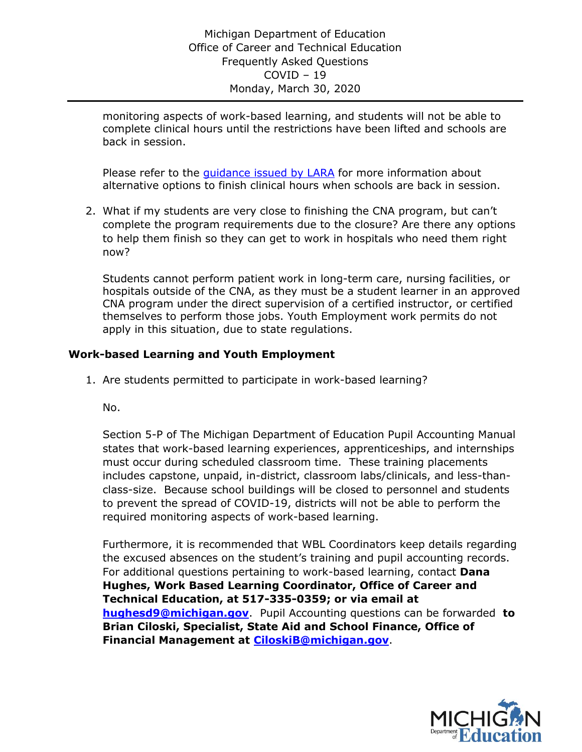monitoring aspects of work-based learning, and students will not be able to complete clinical hours until the restrictions have been lifted and schools are back in session.

Please refer to the [guidance issued by LARA](guidance issued by LARA) for more information about alternative options to finish clinical hours when schools are back in session.

2. What if my students are very close to finishing the CNA program, but can't complete the program requirements due to the closure? Are there any options to help them finish so they can get to work in hospitals who need them right now?

   Students cannot perform patient work in long-term care, nursing facilities, or hospitals outside of the CNA, as they must be a student learner in an approved CNA program under the direct supervision of a certified instructor, or certified themselves to perform those jobs. Youth Employment work permits do not apply in this situation, due to state regulations.

### Work-based Learning and Youth Employment

1. Are students permitted to participate in work-based learning?

   No.

   Section 5-P of The Michigan Department of Education Pupil Accounting Manual states that work-based learning experiences, apprenticeships, and internships must occur during scheduled classroom time. These training placements includes capstone, unpaid, in-district, classroom labs/clinicals, and less-than-class-size. Because school buildings will be closed to personnel and students to prevent the spread of COVID-19, districts will not be able to perform the required monitoring aspects of work-based learning.

   Furthermore, it is recommended that WBL Coordinators keep details regarding the excused absences on the student's training and pupil accounting records. For additional questions pertaining to work-based learning, contact **Dana Hughes, Work Based Learning Coordinator, Office of Career and Technical Education, at 517-335-0359; or via email at [hughesd9@michigan.gov](mailto:hughesd9@michigan.gov)**. Pupil Accounting questions can be forwarded **to Brian Ciloski, Specialist, State Aid and School Finance, Office of Financial Management at [CiloskiB@michigan.gov](mailto:CiloskiB@michigan.gov)**.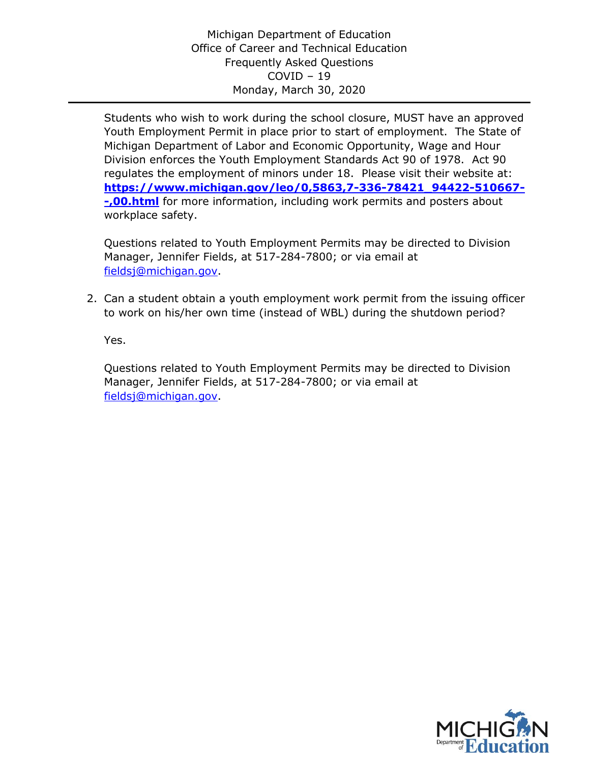Students who wish to work during the school closure, MUST have an approved Youth Employment Permit in place prior to start of employment. The State of Michigan Department of Labor and Economic Opportunity, Wage and Hour Division enforces the Youth Employment Standards Act 90 of 1978. Act 90 regulates the employment of minors under 18. Please visit their website at: **https://www.michigan.gov/leo/0,5863,7-336-78421_94422-510667--,00.html** for more information, including work permits and posters about workplace safety.

Questions related to Youth Employment Permits may be directed to Division Manager, Jennifer Fields, at 517-284-7800; or via email at fieldsj@michigan.gov.

2. Can a student obtain a youth employment work permit from the issuing officer to work on his/her own time (instead of WBL) during the shutdown period?

   Yes.

   Questions related to Youth Employment Permits may be directed to Division Manager, Jennifer Fields, at 517-284-7800; or via email at fieldsj@michigan.gov.